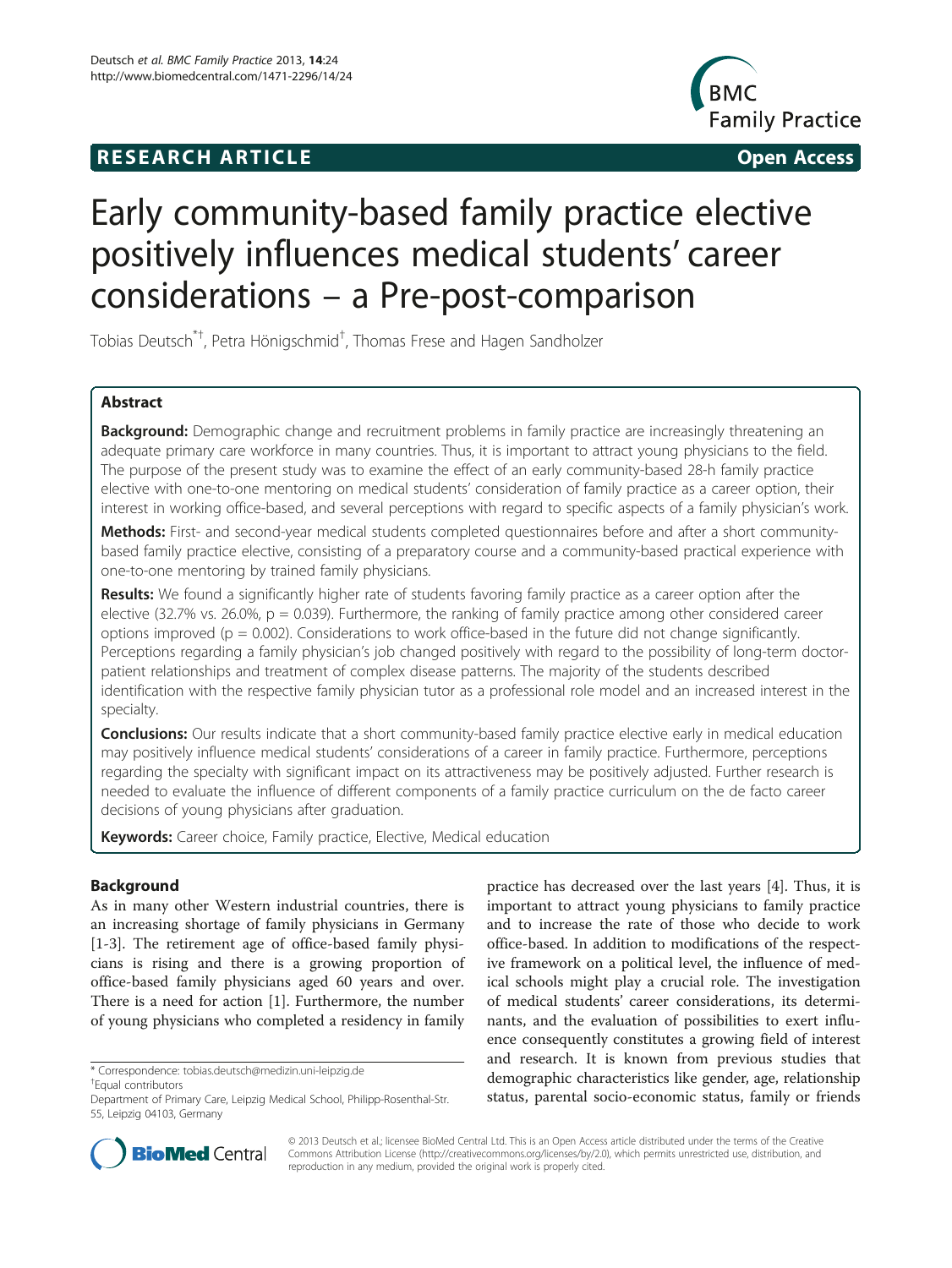RESEARCH ARTICLE **Open Access**

# Early community-based family practice elective positively influences medical students' career considerations – a Pre-post-comparison

Tobias Deutsch[*†], Petra Hönigschmid[†], Thomas Frese and Hagen Sandholzer

## Abstract

**Background:** Demographic change and recruitment problems in family practice are increasingly threatening an adequate primary care workforce in many countries. Thus, it is important to attract young physicians to the field. The purpose of the present study was to examine the effect of an early community-based 28-h family practice elective with one-to-one mentoring on medical students' consideration of family practice as a career option, their interest in working office-based, and several perceptions with regard to specific aspects of a family physician's work.

**Methods:** First- and second-year medical students completed questionnaires before and after a short community-based family practice elective, consisting of a preparatory course and a community-based practical experience with one-to-one mentoring by trained family physicians.

**Results:** We found a significantly higher rate of students favoring family practice as a career option after the elective (32.7% vs. 26.0%, $p = 0.039$). Furthermore, the ranking of family practice among other considered career options improved ($p = 0.002$). Considerations to work office-based in the future did not change significantly. Perceptions regarding a family physician's job changed positively with regard to the possibility of long-term doctor-patient relationships and treatment of complex disease patterns. The majority of the students described identification with the respective family physician tutor as a professional role model and an increased interest in the specialty.

**Conclusions:** Our results indicate that a short community-based family practice elective early in medical education may positively influence medical students' considerations of a career in family practice. Furthermore, perceptions regarding the specialty with significant impact on its attractiveness may be positively adjusted. Further research is needed to evaluate the influence of different components of a family practice curriculum on the de facto career decisions of young physicians after graduation.

**Keywords:** Career choice, Family practice, Elective, Medical education

## Background

As in many other Western industrial countries, there is an increasing shortage of family physicians in Germany [1-3]. The retirement age of office-based family physicians is rising and there is a growing proportion of office-based family physicians aged 60 years and over. There is a need for action [1]. Furthermore, the number of young physicians who completed a residency in family practice has decreased over the last years [4]. Thus, it is important to attract young physicians to family practice and to increase the rate of those who decide to work office-based. In addition to modifications of the respective framework on a political level, the influence of medical schools might play a crucial role. The investigation of medical students' career considerations, its determinants, and the evaluation of possibilities to exert influence consequently constitutes a growing field of interest and research. It is known from previous studies that demographic characteristics like gender, age, relationship status, parental socio-economic status, family or friends

* Correspondence: tobias.deutsch@medizin.uni-leipzig.de

†Equal contributors

Department of Primary Care, Leipzig Medical School, Philipp-Rosenthal-Str. 55, Leipzig 04103, Germany

© 2013 Deutsch et al.; licensee BioMed Central Ltd. This is an Open Access article distributed under the terms of the Creative Commons Attribution License (http://creativecommons.org/licenses/by/2.0), which permits unrestricted use, distribution, and reproduction in any medium, provided the original work is properly cited.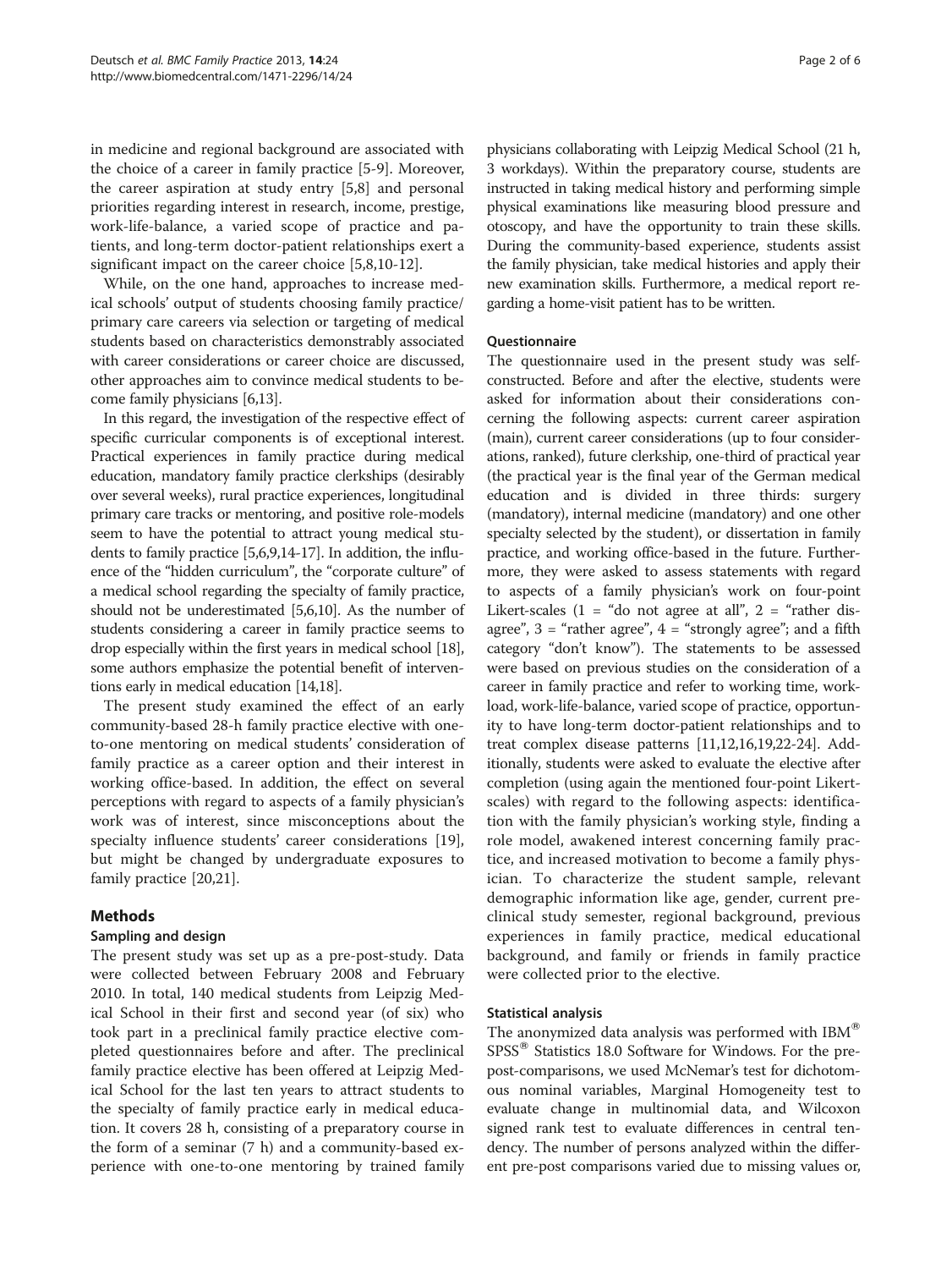in medicine and regional background are associated with the choice of a career in family practice [5-9]. Moreover, the career aspiration at study entry [5,8] and personal priorities regarding interest in research, income, prestige, work-life-balance, a varied scope of practice and patients, and long-term doctor-patient relationships exert a significant impact on the career choice [5,8,10-12].

While, on the one hand, approaches to increase medical schools' output of students choosing family practice/primary care careers via selection or targeting of medical students based on characteristics demonstrably associated with career considerations or career choice are discussed, other approaches aim to convince medical students to become family physicians [6,13].

In this regard, the investigation of the respective effect of specific curricular components is of exceptional interest. Practical experiences in family practice during medical education, mandatory family practice clerkships (desirably over several weeks), rural practice experiences, longitudinal primary care tracks or mentoring, and positive role-models seem to have the potential to attract young medical students to family practice [5,6,9,14-17]. In addition, the influence of the "hidden curriculum", the "corporate culture" of a medical school regarding the specialty of family practice, should not be underestimated [5,6,10]. As the number of students considering a career in family practice seems to drop especially within the first years in medical school [18], some authors emphasize the potential benefit of interventions early in medical education [14,18].

The present study examined the effect of an early community-based 28-h family practice elective with one-to-one mentoring on medical students' consideration of family practice as a career option and their interest in working office-based. In addition, the effect on several perceptions with regard to aspects of a family physician's work was of interest, since misconceptions about the specialty influence students' career considerations [19], but might be changed by undergraduate exposures to family practice [20,21].

## Methods

### Sampling and design

The present study was set up as a pre-post-study. Data were collected between February 2008 and February 2010. In total, 140 medical students from Leipzig Medical School in their first and second year (of six) who took part in a preclinical family practice elective completed questionnaires before and after. The preclinical family practice elective has been offered at Leipzig Medical School for the last ten years to attract students to the specialty of family practice early in medical education. It covers 28 h, consisting of a preparatory course in the form of a seminar (7 h) and a community-based experience with one-to-one mentoring by trained family physicians collaborating with Leipzig Medical School (21 h, 3 workdays). Within the preparatory course, students are instructed in taking medical history and performing simple physical examinations like measuring blood pressure and otoscopy, and have the opportunity to train these skills. During the community-based experience, students assist the family physician, take medical histories and apply their new examination skills. Furthermore, a medical report regarding a home-visit patient has to be written.

### Questionnaire

The questionnaire used in the present study was self-constructed. Before and after the elective, students were asked for information about their considerations concerning the following aspects: current career aspiration (main), current career considerations (up to four considerations, ranked), future clerkship, one-third of practical year (the practical year is the final year of the German medical education and is divided in three thirds: surgery (mandatory), internal medicine (mandatory) and one other specialty selected by the student), or dissertation in family practice, and working office-based in the future. Furthermore, they were asked to assess statements with regard to aspects of a family physician's work on four-point Likert-scales (1 = "do not agree at all", 2 = "rather disagree", 3 = "rather agree", 4 = "strongly agree"; and a fifth category "don't know"). The statements to be assessed were based on previous studies on the consideration of a career in family practice and refer to working time, workload, work-life-balance, varied scope of practice, opportunity to have long-term doctor-patient relationships and to treat complex disease patterns [11,12,16,19,22-24]. Additionally, students were asked to evaluate the elective after completion (using again the mentioned four-point Likert-scales) with regard to the following aspects: identification with the family physician's working style, finding a role model, awakened interest concerning family practice, and increased motivation to become a family physician. To characterize the student sample, relevant demographic information like age, gender, current preclinical study semester, regional background, previous experiences in family practice, medical educational background, and family or friends in family practice were collected prior to the elective.

### Statistical analysis

The anonymized data analysis was performed with IBM® SPSS® Statistics 18.0 Software for Windows. For the pre-post-comparisons, we used McNemar's test for dichotomous nominal variables, Marginal Homogeneity test to evaluate change in multinomial data, and Wilcoxon signed rank test to evaluate differences in central tendency. The number of persons analyzed within the different pre-post comparisons varied due to missing values or,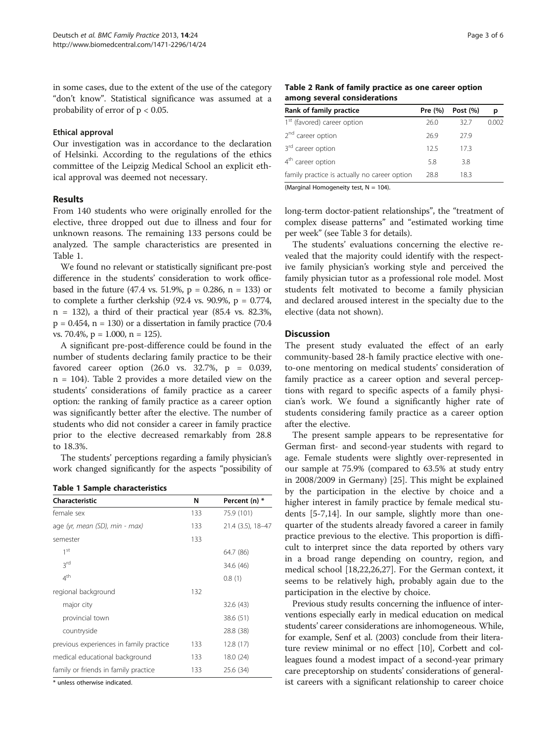in some cases, due to the extent of the use of the category "don't know". Statistical significance was assumed at a probability of error of $p < 0.05$.

### Ethical approval

Our investigation was in accordance to the declaration of Helsinki. According to the regulations of the ethics committee of the Leipzig Medical School an explicit ethical approval was deemed not necessary.

## Results

From 140 students who were originally enrolled for the elective, three dropped out due to illness and four for unknown reasons. The remaining 133 persons could be analyzed. The sample characteristics are presented in Table 1.

We found no relevant or statistically significant pre-post difference in the students' consideration to work office-based in the future (47.4 vs. 51.9%, $p = 0.286$, $n = 133$) or to complete a further clerkship (92.4 vs. 90.9%, $p = 0.774$, $n = 132$), a third of their practical year (85.4 vs. 82.3%, $p = 0.454$, $n = 130$) or a dissertation in family practice (70.4 vs. 70.4%, $p = 1.000$, $n = 125$).

A significant pre-post-difference could be found in the number of students declaring family practice to be their favored career option (26.0 vs. 32.7%, $p = 0.039$, $n = 104$). Table 2 provides a more detailed view on the students' considerations of family practice as a career option: the ranking of family practice as a career option was significantly better after the elective. The number of students who did not consider a career in family practice prior to the elective decreased remarkably from 28.8 to 18.3%.

The students' perceptions regarding a family physician's work changed significantly for the aspects "possibility of long-term doctor-patient relationships", the "treatment of complex disease patterns" and "estimated working time per week" (see Table 3 for details).

**Table 1 Sample characteristics**

| Characteristic | N | Percent (n) * |
|---|---|---|
| female sex | 133 | 75.9 (101) |
| age *(yr, mean (SD), min - max)* | 133 | 21.4 (3.5), 18–47 |
| semester | 133 | |
| 1st | | 64.7 (86) |
| 3rd | | 34.6 (46) |
| 4th | | 0.8 (1) |
| regional background | 132 | |
| major city | | 32.6 (43) |
| provincial town | | 38.6 (51) |
| countryside | | 28.8 (38) |
| previous experiences in family practice | 133 | 12.8 (17) |
| medical educational background | 133 | 18.0 (24) |
| family or friends in family practice | 133 | 25.6 (34) |

* unless otherwise indicated.

**Table 2 Rank of family practice as one career option among several considerations**

| Rank of family practice | Pre (%) | Post (%) | p |
|---|---|---|---|
| 1st (favored) career option | 26.0 | 32.7 | 0.002 |
| 2nd career option | 26.9 | 27.9 | |
| 3rd career option | 12.5 | 17.3 | |
| 4th career option | 5.8 | 3.8 | |
| family practice is actually no career option | 28.8 | 18.3 | |

(Marginal Homogeneity test, $N = 104$).

The students' evaluations concerning the elective revealed that the majority could identify with the respective family physician's working style and perceived the family physician tutor as a professional role model. Most students felt motivated to become a family physician and declared aroused interest in the specialty due to the elective (data not shown).

## Discussion

The present study evaluated the effect of an early community-based 28-h family practice elective with one-to-one mentoring on medical students' consideration of family practice as a career option and several perceptions with regard to specific aspects of a family physician's work. We found a significantly higher rate of students considering family practice as a career option after the elective.

The present sample appears to be representative for German first- and second-year students with regard to age. Female students were slightly over-represented in our sample at 75.9% (compared to 63.5% at study entry in 2008/2009 in Germany) [25]. This might be explained by the participation in the elective by choice and a higher interest in family practice by female medical students [5-7,14]. In our sample, slightly more than one-quarter of the students already favored a career in family practice previous to the elective. This proportion is difficult to interpret since the data reported by others vary in a broad range depending on country, region, and medical school [18,22,26,27]. For the German context, it seems to be relatively high, probably again due to the participation in the elective by choice.

Previous study results concerning the influence of interventions especially early in medical education on medical students' career considerations are inhomogeneous. While, for example, Senf et al. (2003) conclude from their literature review minimal or no effect [10], Corbett and colleagues found a modest impact of a second-year primary care preceptorship on students' considerations of generalist careers with a significant relationship to career choice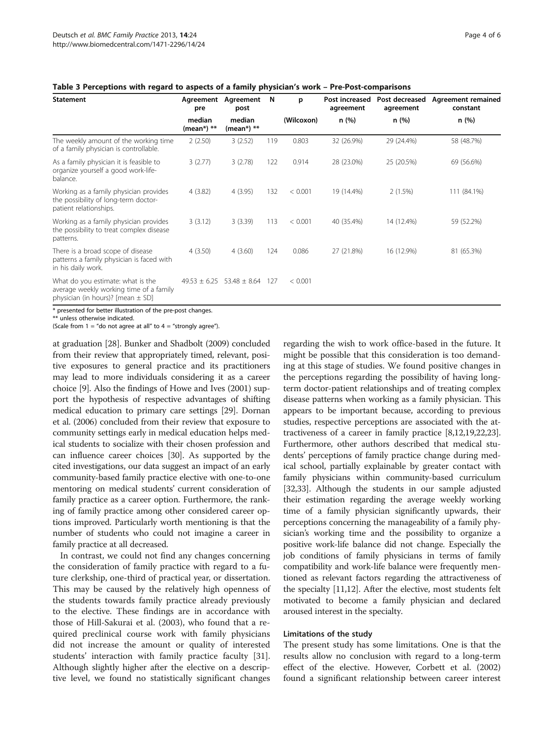**Table 3 Perceptions with regard to aspects of a family physician's work – Pre-Post-comparisons**

| Statement | Agreement pre | Agreement post | N | p | Post increased agreement | Post decreased agreement | Agreement remained constant |
|---|---|---|---|---|---|---|---|
| | median (mean*) ** | median (mean*) ** | | (Wilcoxon) | n (%) | n (%) | n (%) |
| The weekly amount of the working time of a family physician is controllable. | 2 (2.50) | 3 (2.52) | 119 | 0.803 | 32 (26.9%) | 29 (24.4%) | 58 (48.7%) |
| As a family physician it is feasible to organize yourself a good work-life-balance. | 3 (2.77) | 3 (2.78) | 122 | 0.914 | 28 (23.0%) | 25 (20.5%) | 69 (56.6%) |
| Working as a family physician provides the possibility of long-term doctor-patient relationships. | 4 (3.82) | 4 (3.95) | 132 | < 0.001 | 19 (14.4%) | 2 (1.5%) | 111 (84.1%) |
| Working as a family physician provides the possibility to treat complex disease patterns. | 3 (3.12) | 3 (3.39) | 113 | < 0.001 | 40 (35.4%) | 14 (12.4%) | 59 (52.2%) |
| There is a broad scope of disease patterns a family physician is faced with in his daily work. | 4 (3.50) | 4 (3.60) | 124 | 0.086 | 27 (21.8%) | 16 (12.9%) | 81 (65.3%) |
| What do you estimate: what is the average weekly working time of a family physician (in hours)? [mean ± SD] | 49.53 ± 6.25 | 53.48 ± 8.64 | 127 | < 0.001 | | | |

\* presented for better illustration of the pre-post changes.
\*\* unless otherwise indicated.
(Scale from 1 = "do not agree at all" to 4 = "strongly agree").

at graduation [28]. Bunker and Shadbolt (2009) concluded from their review that appropriately timed, relevant, positive exposures to general practice and its practitioners may lead to more individuals considering it as a career choice [9]. Also the findings of Howe and Ives (2001) support the hypothesis of respective advantages of shifting medical education to primary care settings [29]. Dornan et al. (2006) concluded from their review that exposure to community settings early in medical education helps medical students to socialize with their chosen profession and can influence career choices [30]. As supported by the cited investigations, our data suggest an impact of an early community-based family practice elective with one-to-one mentoring on medical students' current consideration of family practice as a career option. Furthermore, the ranking of family practice among other considered career options improved. Particularly worth mentioning is that the number of students who could not imagine a career in family practice at all decreased.

In contrast, we could not find any changes concerning the consideration of family practice with regard to a future clerkship, one-third of practical year, or dissertation. This may be caused by the relatively high openness of the students towards family practice already previously to the elective. These findings are in accordance with those of Hill-Sakurai et al. (2003), who found that a required preclinical course work with family physicians did not increase the amount or quality of interested students' interaction with family practice faculty [31]. Although slightly higher after the elective on a descriptive level, we found no statistically significant changes regarding the wish to work office-based in the future. It might be possible that this consideration is too demanding at this stage of studies. We found positive changes in the perceptions regarding the possibility of having long-term doctor-patient relationships and of treating complex disease patterns when working as a family physician. This appears to be important because, according to previous studies, respective perceptions are associated with the attractiveness of a career in family practice [8,12,19,22,23]. Furthermore, other authors described that medical students' perceptions of family practice change during medical school, partially explainable by greater contact with family physicians within community-based curriculum [32,33]. Although the students in our sample adjusted their estimation regarding the average weekly working time of a family physician significantly upwards, their perceptions concerning the manageability of a family physician's working time and the possibility to organize a positive work-life balance did not change. Especially the job conditions of family physicians in terms of family compatibility and work-life balance were frequently mentioned as relevant factors regarding the attractiveness of the specialty [11,12]. After the elective, most students felt motivated to become a family physician and declared aroused interest in the specialty.

### Limitations of the study

The present study has some limitations. One is that the results allow no conclusion with regard to a long-term effect of the elective. However, Corbett et al. (2002) found a significant relationship between career interest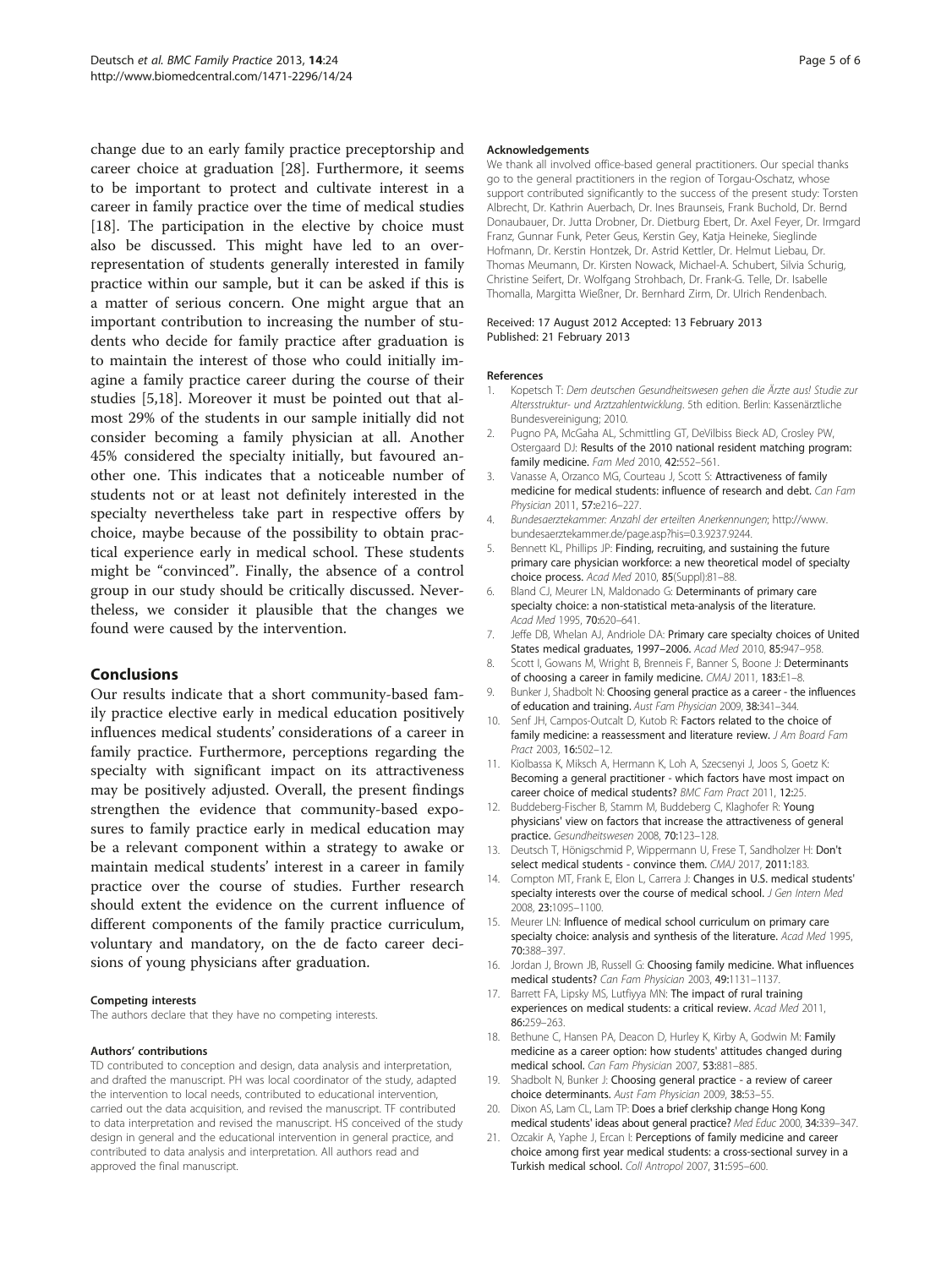change due to an early family practice preceptorship and career choice at graduation [28]. Furthermore, it seems to be important to protect and cultivate interest in a career in family practice over the time of medical studies [18]. The participation in the elective by choice must also be discussed. This might have led to an over-representation of students generally interested in family practice within our sample, but it can be asked if this is a matter of serious concern. One might argue that an important contribution to increasing the number of students who decide for family practice after graduation is to maintain the interest of those who could initially imagine a family practice career during the course of their studies [5,18]. Moreover it must be pointed out that almost 29% of the students in our sample initially did not consider becoming a family physician at all. Another 45% considered the specialty initially, but favoured another one. This indicates that a noticeable number of students not or at least not definitely interested in the specialty nevertheless take part in respective offers by choice, maybe because of the possibility to obtain practical experience early in medical school. These students might be "convinced". Finally, the absence of a control group in our study should be critically discussed. Nevertheless, we consider it plausible that the changes we found were caused by the intervention.

## Conclusions

Our results indicate that a short community-based family practice elective early in medical education positively influences medical students' considerations of a career in family practice. Furthermore, perceptions regarding the specialty with significant impact on its attractiveness may be positively adjusted. Overall, the present findings strengthen the evidence that community-based exposures to family practice early in medical education may be a relevant component within a strategy to awake or maintain medical students' interest in a career in family practice over the course of studies. Further research should extent the evidence on the current influence of different components of the family practice curriculum, voluntary and mandatory, on the de facto career decisions of young physicians after graduation.

#### Competing interests

The authors declare that they have no competing interests.

#### Authors' contributions

TD contributed to conception and design, data analysis and interpretation, and drafted the manuscript. PH was local coordinator of the study, adapted the intervention to local needs, contributed to educational intervention, carried out the data acquisition, and revised the manuscript. TF contributed to data interpretation and revised the manuscript. HS conceived of the study design in general and the educational intervention in general practice, and contributed to data analysis and interpretation. All authors read and approved the final manuscript.

#### Acknowledgements

We thank all involved office-based general practitioners. Our special thanks go to the general practitioners in the region of Torgau-Oschatz, whose support contributed significantly to the success of the present study: Torsten Albrecht, Dr. Kathrin Auerbach, Dr. Ines Braunseis, Frank Buchold, Dr. Bernd Donaubauer, Dr. Jutta Drobner, Dr. Dietburg Ebert, Dr. Axel Feyer, Dr. Irmgard Franz, Gunnar Funk, Peter Geus, Kerstin Gey, Katja Heineke, Sieglinde Hofmann, Dr. Kerstin Hontzek, Dr. Astrid Kettler, Dr. Helmut Liebau, Dr. Thomas Meumann, Dr. Kirsten Nowack, Michael-A. Schubert, Silvia Schurig, Christine Seifert, Dr. Wolfgang Strohbach, Dr. Frank-G. Telle, Dr. Isabelle Thomalla, Margitta Wießner, Dr. Bernhard Zirm, Dr. Ulrich Rendenbach.

Received: 17 August 2012 Accepted: 13 February 2013
Published: 21 February 2013

#### References

1. Kopetsch T: *Dem deutschen Gesundheitswesen gehen die Ärzte aus! Studie zur Altersstruktur- und Arztzahlentwicklung*. 5th edition. Berlin: Kassenärztliche Bundesvereinigung; 2010.
2. Pugno PA, McGaha AL, Schmittling GT, DeVilbiss Bieck AD, Crosley PW, Ostergaard DJ: **Results of the 2010 national resident matching program: family medicine.** *Fam Med* 2010, **42:**552–561.
3. Vanasse A, Orzanco MG, Courteau J, Scott S: **Attractiveness of family medicine for medical students: influence of research and debt.** *Can Fam Physician* 2011, **57:**e216–227.
4. *Bundesaerztekammer: Anzahl der erteilten Anerkennungen*; http://www.bundesaerztekammer.de/page.asp?his=0.3.9237.9244.
5. Bennett KL, Phillips JP: **Finding, recruiting, and sustaining the future primary care physician workforce: a new theoretical model of specialty choice process.** *Acad Med* 2010, **85**(Suppl):81–88.
6. Bland CJ, Meurer LN, Maldonado G: **Determinants of primary care specialty choice: a non-statistical meta-analysis of the literature.** *Acad Med* 1995, **70:**620–641.
7. Jeffe DB, Whelan AJ, Andriole DA: **Primary care specialty choices of United States medical graduates, 1997–2006.** *Acad Med* 2010, **85:**947–958.
8. Scott I, Gowans M, Wright B, Brenneis F, Banner S, Boone J: **Determinants of choosing a career in family medicine.** *CMAJ* 2011, **183:**E1–8.
9. Bunker J, Shadbolt N: **Choosing general practice as a career - the influences of education and training.** *Aust Fam Physician* 2009, **38:**341–344.
10. Senf JH, Campos-Outcalt D, Kutob R: **Factors related to the choice of family medicine: a reassessment and literature review.** *J Am Board Fam Pract* 2003, **16:**502–12.
11. Kiolbassa K, Miksch A, Hermann K, Loh A, Szecsenyi J, Joos S, Goetz K: **Becoming a general practitioner - which factors have most impact on career choice of medical students?** *BMC Fam Pract* 2011, **12:**25.
12. Buddeberg-Fischer B, Stamm M, Buddeberg C, Klaghofer R: **Young physicians' view on factors that increase the attractiveness of general practice.** *Gesundheitswesen* 2008, **70:**123–128.
13. Deutsch T, Hönigschmid P, Wippermann U, Frese T, Sandholzer H: **Don't select medical students - convince them.** *CMAJ* 2017, **2011:**183.
14. Compton MT, Frank E, Elon L, Carrera J: **Changes in U.S. medical students' specialty interests over the course of medical school.** *J Gen Intern Med* 2008, **23:**1095–1100.
15. Meurer LN: **Influence of medical school curriculum on primary care specialty choice: analysis and synthesis of the literature.** *Acad Med* 1995, **70:**388–397.
16. Jordan J, Brown JB, Russell G: **Choosing family medicine. What influences medical students?** *Can Fam Physician* 2003, **49:**1131–1137.
17. Barrett FA, Lipsky MS, Lutfiyya MN: **The impact of rural training experiences on medical students: a critical review.** *Acad Med* 2011, **86:**259–263.
18. Bethune C, Hansen PA, Deacon D, Hurley K, Kirby A, Godwin M: **Family medicine as a career option: how students' attitudes changed during medical school.** *Can Fam Physician* 2007, **53:**881–885.
19. Shadbolt N, Bunker J: **Choosing general practice - a review of career choice determinants.** *Aust Fam Physician* 2009, **38:**53–55.
20. Dixon AS, Lam CL, Lam TP: **Does a brief clerkship change Hong Kong medical students' ideas about general practice?** *Med Educ* 2000, **34:**339–347.
21. Ozcakir A, Yaphe J, Ercan I: **Perceptions of family medicine and career choice among first year medical students: a cross-sectional survey in a Turkish medical school.** *Coll Antropol* 2007, **31:**595–600.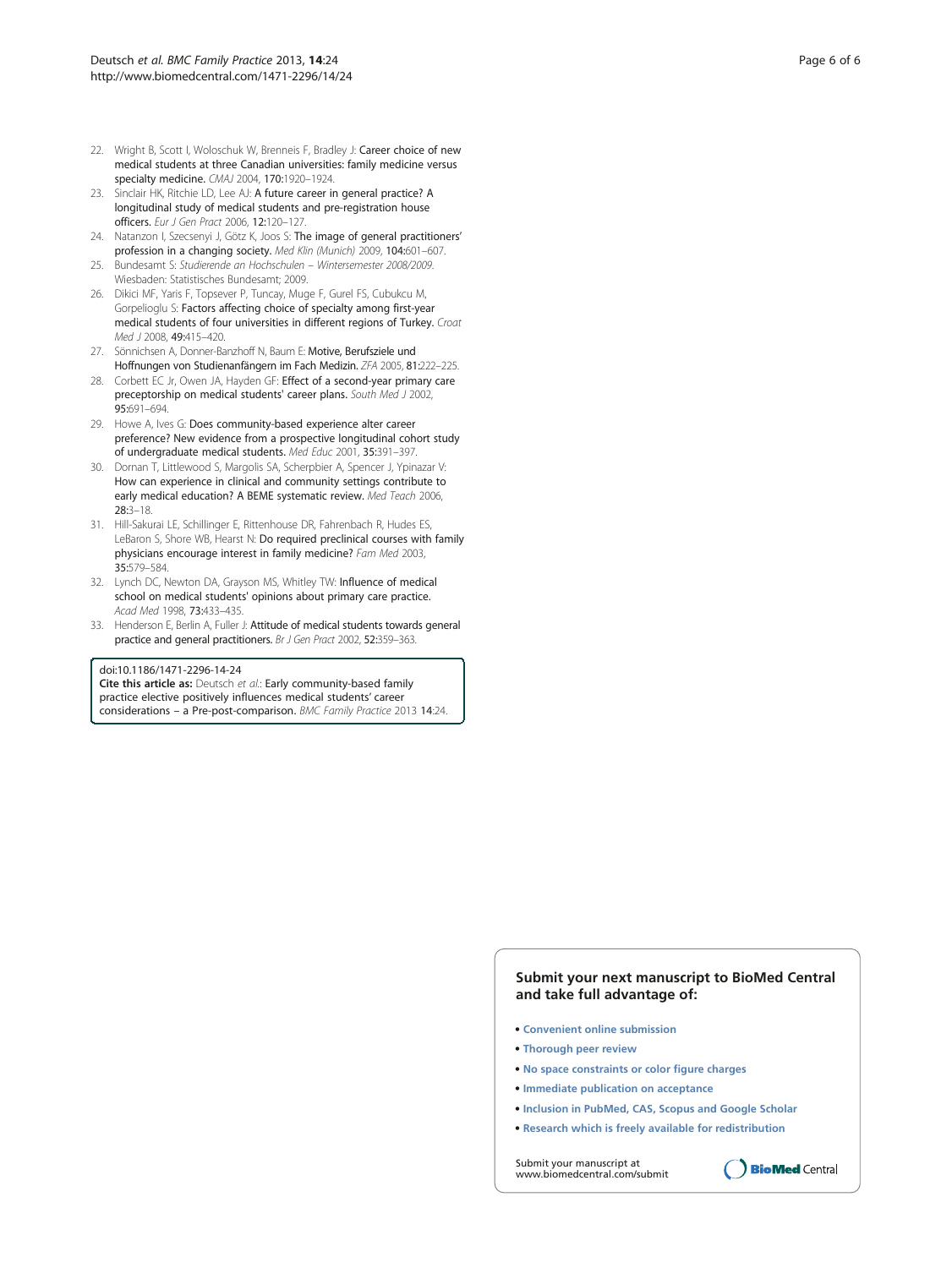22. Wright B, Scott I, Woloschuk W, Brenneis F, Bradley J: **Career choice of new medical students at three Canadian universities: family medicine versus specialty medicine.** *CMAJ* 2004, **170:**1920–1924.
23. Sinclair HK, Ritchie LD, Lee AJ: **A future career in general practice? A longitudinal study of medical students and pre-registration house officers.** *Eur J Gen Pract* 2006, **12:**120–127.
24. Natanzon I, Szecsenyi J, Götz K, Joos S: **The image of general practitioners' profession in a changing society.** *Med Klin (Munich)* 2009, **104:**601–607.
25. Bundesamt S: *Studierende an Hochschulen – Wintersemester 2008/2009.* Wiesbaden: Statistisches Bundesamt; 2009.
26. Dikici MF, Yaris F, Topsever P, Tuncay, Muge F, Gurel FS, Cubukcu M, Gorpelioglu S: **Factors affecting choice of specialty among first-year medical students of four universities in different regions of Turkey.** *Croat Med J* 2008, **49:**415–420.
27. Sönnichsen A, Donner-Banzhoff N, Baum E: **Motive, Berufsziele und Hoffnungen von Studienanfängern im Fach Medizin.** *ZFA* 2005, **81:**222–225.
28. Corbett EC Jr, Owen JA, Hayden GF: **Effect of a second-year primary care preceptorship on medical students' career plans.** *South Med J* 2002, **95:**691–694.
29. Howe A, Ives G: **Does community-based experience alter career preference? New evidence from a prospective longitudinal cohort study of undergraduate medical students.** *Med Educ* 2001, **35:**391–397.
30. Dornan T, Littlewood S, Margolis SA, Scherpbier A, Spencer J, Ypinazar V: **How can experience in clinical and community settings contribute to early medical education? A BEME systematic review.** *Med Teach* 2006, **28:**3–18.
31. Hill-Sakurai LE, Schillinger E, Rittenhouse DR, Fahrenbach R, Hudes ES, LeBaron S, Shore WB, Hearst N: **Do required preclinical courses with family physicians encourage interest in family medicine?** *Fam Med* 2003, **35:**579–584.
32. Lynch DC, Newton DA, Grayson MS, Whitley TW: **Influence of medical school on medical students' opinions about primary care practice.** *Acad Med* 1998, **73:**433–435.
33. Henderson E, Berlin A, Fuller J: **Attitude of medical students towards general practice and general practitioners.** *Br J Gen Pract* 2002, **52:**359–363.

doi:10.1186/1471-2296-14-24

**Cite this article as:** Deutsch *et al.*: Early community-based family practice elective positively influences medical students' career considerations – a Pre-post-comparison. *BMC Family Practice* 2013 **14**:24.

**Submit your next manuscript to BioMed Central and take full advantage of:**

- **Convenient online submission**
- **Thorough peer review**
- **No space constraints or color figure charges**
- **Immediate publication on acceptance**
- **Inclusion in PubMed, CAS, Scopus and Google Scholar**
- **Research which is freely available for redistribution**

Submit your manuscript at www.biomedcentral.com/submit

BioMed Central